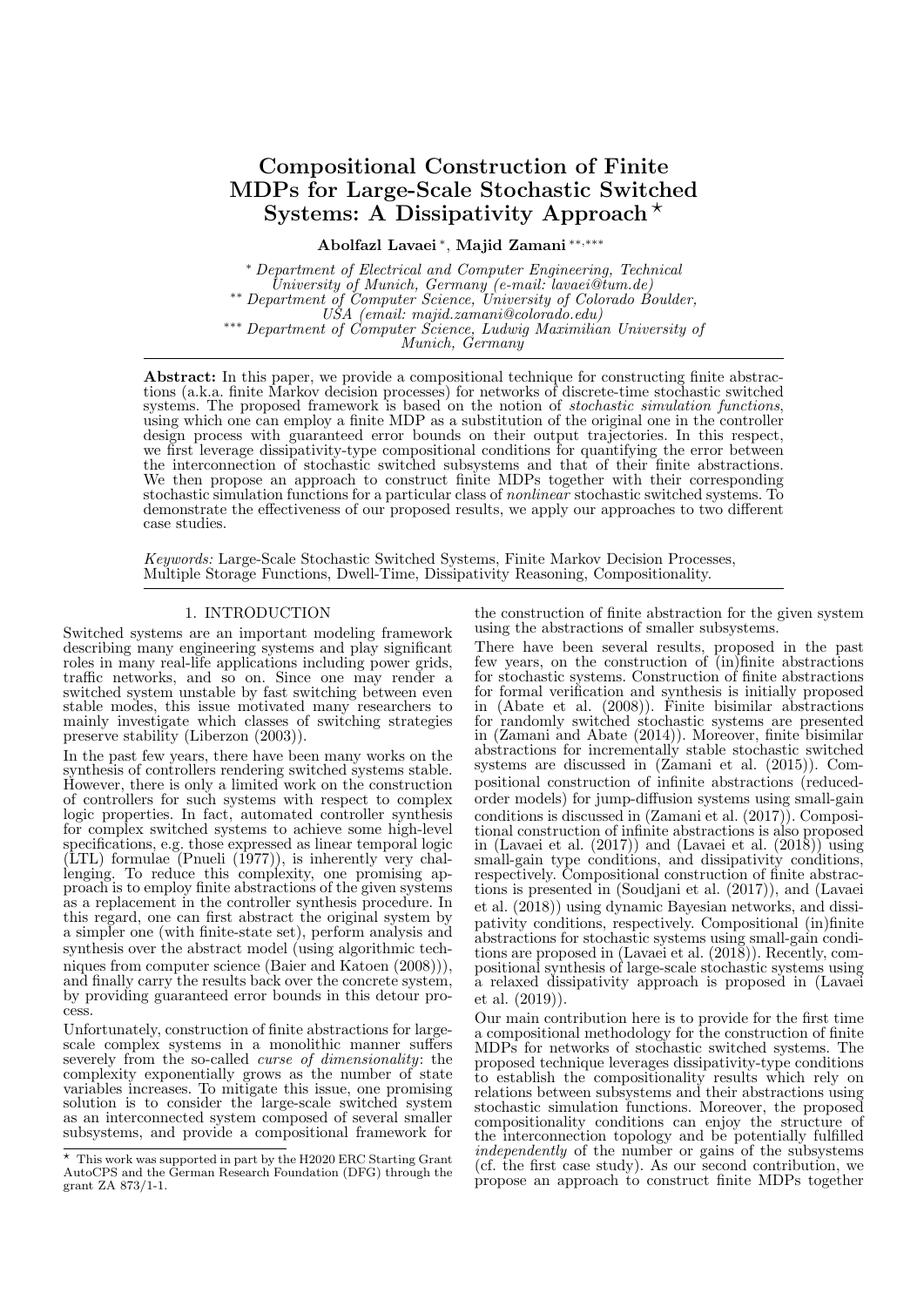# Compositional Construction of Finite MDPs for Large-Scale Stochastic Switched Systems: A Dissipativity Approach [⋆]

**Abolfazl Lavaei** [*], **Majid Zamani** [**,***]

[*] *Department of Electrical and Computer Engineering, Technical University of Munich, Germany (e-mail: lavaei@tum.de)*
[**] *Department of Computer Science, University of Colorado Boulder, USA (email: majid.zamani@colorado.edu)*
[***] *Department of Computer Science, Ludwig Maximilian University of Munich, Germany*

**Abstract:** In this paper, we provide a compositional technique for constructing finite abstractions (a.k.a. finite Markov decision processes) for networks of discrete-time stochastic switched systems. The proposed framework is based on the notion of *stochastic simulation functions*, using which one can employ a finite MDP as a substitution of the original one in the controller design process with guaranteed error bounds on their output trajectories. In this respect, we first leverage dissipativity-type compositional conditions for quantifying the error between the interconnection of stochastic switched subsystems and that of their finite abstractions. We then propose an approach to construct finite MDPs together with their corresponding stochastic simulation functions for a particular class of *nonlinear* stochastic switched systems. To demonstrate the effectiveness of our proposed results, we apply our approaches to two different case studies.

*Keywords:* Large-Scale Stochastic Switched Systems, Finite Markov Decision Processes, Multiple Storage Functions, Dwell-Time, Dissipativity Reasoning, Compositionality.

## 1. INTRODUCTION

Switched systems are an important modeling framework describing many engineering systems and play significant roles in many real-life applications including power grids, traffic networks, and so on. Since one may render a switched system unstable by fast switching between even stable modes, this issue motivated many researchers to mainly investigate which classes of switching strategies preserve stability (Liberzon (2003)).

In the past few years, there have been many works on the synthesis of controllers rendering switched systems stable. However, there is only a limited work on the construction of controllers for such systems with respect to complex logic properties. In fact, automated controller synthesis for complex switched systems to achieve some high-level specifications, e.g. those expressed as linear temporal logic (LTL) formulae (Pnueli (1977)), is inherently very challenging. To reduce this complexity, one promising approach is to employ finite abstractions of the given systems as a replacement in the controller synthesis procedure. In this regard, one can first abstract the original system by a simpler one (with finite-state set), perform analysis and synthesis over the abstract model (using algorithmic techniques from computer science (Baier and Katoen (2008))), and finally carry the results back over the concrete system, by providing guaranteed error bounds in this detour process.

Unfortunately, construction of finite abstractions for large-scale complex systems in a monolithic manner suffers severely from the so-called *curse of dimensionality*: the complexity exponentially grows as the number of state variables increases. To mitigate this issue, one promising solution is to consider the large-scale switched system as an interconnected system composed of several smaller subsystems, and provide a compositional framework for the construction of finite abstraction for the given system using the abstractions of smaller subsystems.

There have been several results, proposed in the past few years, on the construction of (in)finite abstractions for stochastic systems. Construction of finite abstractions for formal verification and synthesis is initially proposed in (Abate et al. (2008)). Finite bisimilar abstractions for randomly switched stochastic systems are presented in (Zamani and Abate (2014)). Moreover, finite bisimilar abstractions for incrementally stable stochastic switched systems are discussed in (Zamani et al. (2015)). Compositional construction of infinite abstractions (reduced-order models) for jump-diffusion systems using small-gain conditions is discussed in (Zamani et al. (2017)). Compositional construction of infinite abstractions is also proposed in (Lavaei et al. (2017)) and (Lavaei et al. (2018)) using small-gain type conditions, and dissipativity conditions, respectively. Compositional construction of finite abstractions is presented in (Soudjani et al. (2017)), and (Lavaei et al. (2018)) using dynamic Bayesian networks, and dissipativity conditions, respectively. Compositional (in)finite abstractions for stochastic systems using small-gain conditions are proposed in (Lavaei et al. (2018)). Recently, compositional synthesis of large-scale stochastic systems using a relaxed dissipativity approach is proposed in (Lavaei et al. (2019)).

Our main contribution here is to provide for the first time a compositional methodology for the construction of finite MDPs for networks of stochastic switched systems. The proposed technique leverages dissipativity-type conditions to establish the compositionality results which rely on relations between subsystems and their abstractions using stochastic simulation functions. Moreover, the proposed compositionality conditions can enjoy the structure of the interconnection topology and be potentially fulfilled *independently* of the number or gains of the subsystems (cf. the first case study). As our second contribution, we propose an approach to construct finite MDPs together

[⋆] This work was supported in part by the H2020 ERC Starting Grant AutoCPS and the German Research Foundation (DFG) through the grant ZA 873/1-1.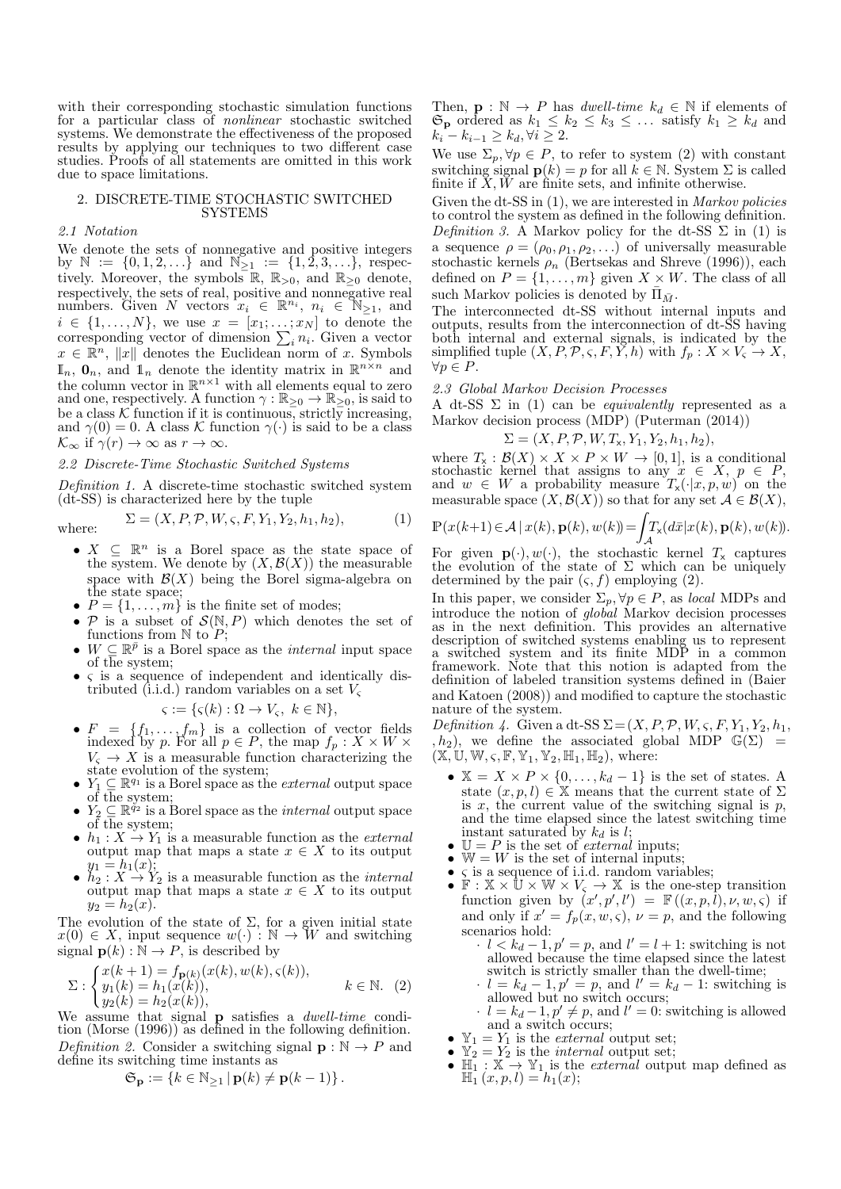with their corresponding stochastic simulation functions for a particular class of *nonlinear* stochastic switched systems. We demonstrate the effectiveness of the proposed results by applying our techniques to two different case studies. Proofs of all statements are omitted in this work due to space limitations.

## 2. DISCRETE-TIME STOCHASTIC SWITCHED SYSTEMS

### 2.1 Notation

We denote the sets of nonnegative and positive integers by $\mathbb{N} := \{0, 1, 2, \ldots\}$ and $\mathbb{N}_{\geq 1} := \{1, 2, 3, \ldots\}$, respectively. Moreover, the symbols $\mathbb{R}$, $\mathbb{R}_{>0}$, and $\mathbb{R}_{\geq 0}$ denote, respectively, the sets of real, positive and nonnegative real numbers. Given $N$ vectors $x_i \in \mathbb{R}^{n_i}$, $n_i \in \mathbb{N}_{\geq 1}$, and $i \in \{1, \ldots, N\}$, we use $x = [x_1; \ldots; x_N]$ to denote the corresponding vector of dimension $\sum_i n_i$. Given a vector $x \in \mathbb{R}^n$, $\|x\|$ denotes the Euclidean norm of $x$. Symbols $\mathbb{I}_n$, $\mathbf{0}_n$, and $\mathbb{1}_n$ denote the identity matrix in $\mathbb{R}^{n\times n}$ and the column vector in $\mathbb{R}^{n\times 1}$ with all elements equal to zero and one, respectively. A function $\gamma : \mathbb{R}_{\geq 0} \to \mathbb{R}_{\geq 0}$, is said to be a class $\mathcal{K}$ function if it is continuous, strictly increasing, and $\gamma(0) = 0$. A class $\mathcal{K}$ function $\gamma(\cdot)$ is said to be a class $\mathcal{K}_\infty$ if $\gamma(r) \to \infty$ as $r \to \infty$.

### 2.2 Discrete-Time Stochastic Switched Systems

*Definition 1.* A discrete-time stochastic switched system (dt-SS) is characterized here by the tuple

$$\Sigma = (X, P, \mathcal{P}, W, \varsigma, F, Y_1, Y_2, h_1, h_2), \tag{1}$$

where:

- $X \subseteq \mathbb{R}^n$ is a Borel space as the state space of the system. We denote by $(X, \mathcal{B}(X))$ the measurable space with $\mathcal{B}(X)$ being the Borel sigma-algebra on the state space;
- $P = \{1, \ldots, m\}$ is the finite set of modes;
- $\mathcal{P}$ is a subset of $\mathcal{S}(\mathbb{N}, P)$ which denotes the set of functions from $\mathbb{N}$ to $P$;
- $W \subseteq \mathbb{R}^{\bar{p}}$ is a Borel space as the *internal* input space of the system;
- $\varsigma$ is a sequence of independent and identically distributed (i.i.d.) random variables on a set $V_\varsigma$
$$\varsigma := \{\varsigma(k) : \Omega \to V_\varsigma,\ k \in \mathbb{N}\},$$
- $F = \{f_1, \ldots, f_m\}$ is a collection of vector fields indexed by $p$. For all $p \in P$, the map $f_p : X \times W \times V_\varsigma \to X$ is a measurable function characterizing the state evolution of the system;
- $Y_1 \subseteq \mathbb{R}^{q_1}$ is a Borel space as the *external* output space of the system;
- $Y_2 \subseteq \mathbb{R}^{q_2}$ is a Borel space as the *internal* output space of the system;
- $h_1 : X \to Y_1$ is a measurable function as the *external* output map that maps a state $x \in X$ to its output $y_1 = h_1(x)$;
- $h_2 : X \to Y_2$ is a measurable function as the *internal* output map that maps a state $x \in X$ to its output $y_2 = h_2(x)$.

The evolution of the state of $\Sigma$, for a given initial state $x(0) \in X$, input sequence $w(\cdot) : \mathbb{N} \to W$ and switching signal $\mathbf{p}(k) : \mathbb{N} \to P$, is described by

$$\Sigma : \begin{cases} x(k+1) = f_{\mathbf{p}(k)}(x(k), w(k), \varsigma(k)), \\ y_1(k) = h_1(x(k)), \\ y_2(k) = h_2(x(k)), \end{cases} \quad k \in \mathbb{N}. \tag{2}$$

We assume that signal $\mathbf{p}$ satisfies a *dwell-time* condition (Morse (1996)) as defined in the following definition.

*Definition 2.* Consider a switching signal $\mathbf{p} : \mathbb{N} \to P$ and define its switching time instants as

$$\mathfrak{S}_{\mathbf{p}} := \{k \in \mathbb{N}_{\geq 1} \,|\, \mathbf{p}(k) \neq \mathbf{p}(k-1)\}.$$

Then, $\mathbf{p} : \mathbb{N} \to P$ has *dwell-time* $k_d \in \mathbb{N}$ if elements of $\mathfrak{S}_{\mathbf{p}}$ ordered as $k_1 \leq k_2 \leq k_3 \leq \ldots$ satisfy $k_1 \geq k_d$ and $k_i - k_{i-1} \geq k_d, \forall i \geq 2$.

We use $\Sigma_p, \forall p \in P$, to refer to system (2) with constant switching signal $\mathbf{p}(k) = p$ for all $k \in \mathbb{N}$. System $\Sigma$ is called finite if $X, W$ are finite sets, and infinite otherwise.

Given the dt-SS in (1), we are interested in *Markov policies* to control the system as defined in the following definition.

*Definition 3.* A Markov policy for the dt-SS $\Sigma$ in (1) is a sequence $\rho = (\rho_0, \rho_1, \rho_2, \ldots)$ of universally measurable stochastic kernels $\rho_n$ (Bertsekas and Shreve (1996)), each defined on $P = \{1, \ldots, m\}$ given $X \times W$. The class of all such Markov policies is denoted by $\bar{\Pi}_{\bar{M}}$.

The interconnected dt-SS without internal inputs and outputs, results from the interconnection of dt-SS having both internal and external signals, is indicated by the simplified tuple $(X, P, \mathcal{P}, \varsigma, F, Y, h)$ with $f_p : X \times V_\varsigma \to X$, $\forall p \in P$.

### 2.3 Global Markov Decision Processes

A dt-SS $\Sigma$ in (1) can be *equivalently* represented as a Markov decision process (MDP) (Puterman (2014))

$$\Sigma = (X, P, \mathcal{P}, W, T_{\mathsf{x}}, Y_1, Y_2, h_1, h_2),$$

where $T_{\mathsf{x}} : \mathcal{B}(X) \times X \times P \times W \to [0, 1]$, is a conditional stochastic kernel that assigns to any $x \in X$, $p \in P$, and $w \in W$ a probability measure $T_{\mathsf{x}}(\cdot|x, p, w)$ on the measurable space $(X, \mathcal{B}(X))$ so that for any set $\mathcal{A} \in \mathcal{B}(X)$,

$$\mathbb{P}(x(k+1) \in \mathcal{A} \,|\, x(k), \mathbf{p}(k), w(k)) = \int_{\mathcal{A}} T_{\mathsf{x}}(d\bar{x}|x(k), \mathbf{p}(k), w(k)).$$

For given $\mathbf{p}(\cdot), w(\cdot)$, the stochastic kernel $T_{\mathsf{x}}$ captures the evolution of the state of $\Sigma$ which can be uniquely determined by the pair $(\varsigma, f)$ employing (2).

In this paper, we consider $\Sigma_p, \forall p \in P$, as *local* MDPs and introduce the notion of *global* Markov decision processes as in the next definition. This provides an alternative description of switched systems enabling us to represent a switched system and its finite MDP in a common framework. Note that this notion is adapted from the definition of labeled transition systems defined in (Baier and Katoen (2008)) and modified to capture the stochastic nature of the system.

*Definition 4.* Given a dt-SS $\Sigma = (X, P, \mathcal{P}, W, \varsigma, F, Y_1, Y_2, h_1, h_2)$, we define the associated global MDP $\mathbb{G}(\Sigma) = (\mathbb{X}, \mathbb{U}, \mathbb{W}, \varsigma, \mathbb{F}, \mathbb{Y}_1, \mathbb{Y}_2, \mathbb{H}_1, \mathbb{H}_2)$, where:

- $\mathbb{X} = X \times P \times \{0, \ldots, k_d - 1\}$ is the set of states. A state $(x, p, l) \in \mathbb{X}$ means that the current state of $\Sigma$ is $x$, the current value of the switching signal is $p$, and the time elapsed since the latest switching time instant saturated by $k_d$ is $l$;
- $\mathbb{U} = P$ is the set of *external* inputs;
- $\mathbb{W} = W$ is the set of internal inputs;
- $\varsigma$ is a sequence of i.i.d. random variables;
- $\mathbb{F} : \mathbb{X} \times \mathbb{U} \times \mathbb{W} \times V_\varsigma \to \mathbb{X}$ is the one-step transition function given by $(x', p', l') = \mathbb{F}((x, p, l), \nu, w, \varsigma)$ if and only if $x' = f_p(x, w, \varsigma)$, $\nu = p$, and the following scenarios hold:
  - $l < k_d - 1, p' = p$, and $l' = l + 1$: switching is not allowed because the time elapsed since the latest switch is strictly smaller than the dwell-time;
  - $l = k_d - 1, p' = p$, and $l' = k_d - 1$: switching is allowed but no switch occurs;
  - $l = k_d - 1, p' \neq p$, and $l' = 0$: switching is allowed and a switch occurs;
- $\mathbb{Y}_1 = Y_1$ is the *external* output set;
- $\mathbb{Y}_2 = Y_2$ is the *internal* output set;
- $\mathbb{H}_1 : \mathbb{X} \to \mathbb{Y}_1$ is the *external* output map defined as $\mathbb{H}_1(x, p, l) = h_1(x)$;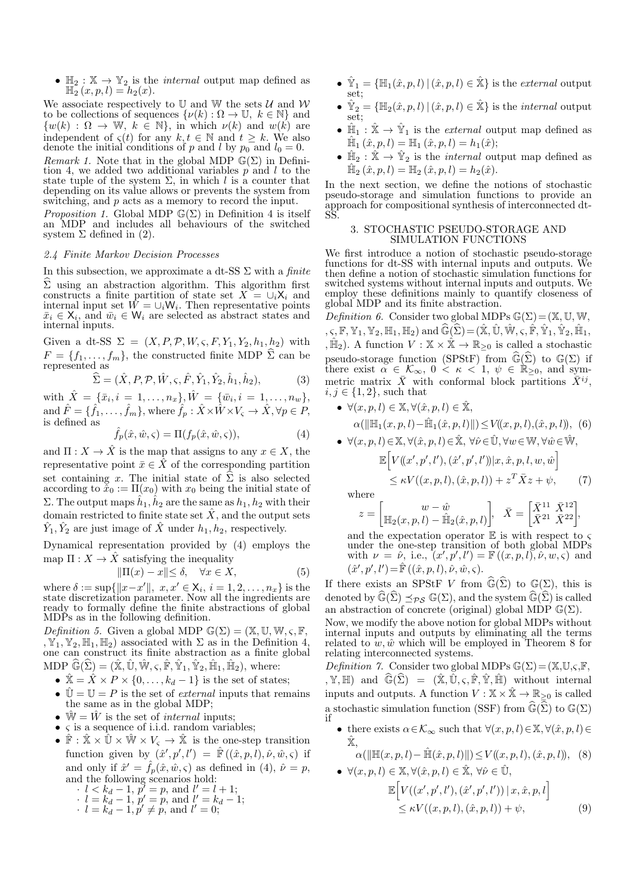- $\mathbb{H}_2 : \mathbb{X} \rightarrow \mathbb{Y}_2$ is the *internal* output map defined as $\mathbb{H}_2(x,p,l) = h_2(x)$.

We associate respectively to $\mathbb{U}$ and $\mathbb{W}$ the sets $\mathcal{U}$ and $\mathcal{W}$ to be collections of sequences $\{\nu(k) : \Omega \rightarrow \mathbb{U},\ k \in \mathbb{N}\}$ and $\{w(k) : \Omega \rightarrow \mathbb{W},\ k \in \mathbb{N}\}$, in which $\nu(k)$ and $w(k)$ are independent of $\varsigma(t)$ for any $k, t \in \mathbb{N}$ and $t \geq k$. We also denote the initial conditions of $p$ and $l$ by $p_0$ and $l_0 = 0$.

*Remark 1.* Note that in the global MDP $\mathbb{G}(\Sigma)$ in Definition 4, we added two additional variables $p$ and $l$ to the state tuple of the system $\Sigma$, in which $l$ is a counter that depending on its value allows or prevents the system from switching, and $p$ acts as a memory to record the input.

*Proposition 1.* Global MDP $\mathbb{G}(\Sigma)$ in Definition 4 is itself an MDP and includes all behaviours of the switched system $\Sigma$ defined in (2).

### 2.4 Finite Markov Decision Processes

In this subsection, we approximate a dt-SS $\Sigma$ with a *finite* $\widehat{\Sigma}$ using an abstraction algorithm. This algorithm first constructs a finite partition of state set $X = \cup_i \mathsf{X}_i$ and internal input set $W = \cup_i \mathsf{W}_i$. Then representative points $\bar{x}_i \in \mathsf{X}_i$, and $\bar{w}_i \in \mathsf{W}_i$ are selected as abstract states and internal inputs.

Given a dt-SS $\Sigma = (X, P, \mathcal{P}, W, \varsigma, F, Y_1, Y_2, h_1, h_2)$ with $F = \{f_1, \ldots, f_m\}$, the constructed finite MDP $\widehat{\Sigma}$ can be represented as

$$\widehat{\Sigma} = (\hat{X}, P, \mathcal{P}, \hat{W}, \varsigma, \hat{F}, \hat{Y}_1, \hat{Y}_2, \hat{h}_1, \hat{h}_2), \tag{3}$$

with $\hat{X} = \{\bar{x}_i, i = 1, \ldots, n_x\}, \hat{W} = \{\bar{w}_i, i = 1, \ldots, n_w\}$, and $\hat{F} = \{\hat{f}_1, \ldots, \hat{f}_m\}$, where $\hat{f}_p : \hat{X} \times \hat{W} \times V_\varsigma \rightarrow \hat{X}, \forall p \in P$, is defined as

$$\hat{f}_p(\hat{x}, \hat{w}, \varsigma) = \Pi(f_p(\hat{x}, \hat{w}, \varsigma)), \tag{4}$$

and $\Pi : X \rightarrow \hat{X}$ is the map that assigns to any $x \in X$, the representative point $\bar{x} \in \hat{X}$ of the corresponding partition set containing $x$. The initial state of $\widehat{\Sigma}$ is also selected according to $\hat{x}_0 := \Pi(x_0)$ with $x_0$ being the initial state of $\Sigma$. The output maps $\hat{h}_1, \hat{h}_2$ are the same as $h_1, h_2$ with their domain restricted to finite state set $\hat{X}$, and the output sets $\hat{Y}_1, \hat{Y}_2$ are just image of $\hat{X}$ under $h_1, h_2$, respectively.

Dynamical representation provided by (4) employs the map $\Pi : X \rightarrow \hat{X}$ satisfying the inequality

$$\|\Pi(x) - x\| \leq \delta, \quad \forall x \in X, \tag{5}$$

where $\delta := \sup\{\|x - x'\|,\ x, x' \in \mathsf{X}_i,\ i = 1, 2, \ldots, n_x\}$ is the state discretization parameter. Now all the ingredients are ready to formally define the finite abstractions of global MDPs as in the following definition.

*Definition 5.* Given a global MDP $\mathbb{G}(\Sigma) = (\mathbb{X}, \mathbb{U}, \mathbb{W}, \varsigma, \mathbb{F}, \mathbb{Y}_1, \mathbb{Y}_2, \mathbb{H}_1, \mathbb{H}_2)$ associated with $\Sigma$ as in the Definition 4, one can construct its finite abstraction as a finite global MDP $\widehat{\mathbb{G}}(\widehat{\Sigma}) = (\hat{\mathbb{X}}, \hat{\mathbb{U}}, \hat{\mathbb{W}}, \varsigma, \hat{\mathbb{F}}, \hat{\mathbb{Y}}_1, \hat{\mathbb{Y}}_2, \hat{\mathbb{H}}_1, \hat{\mathbb{H}}_2)$, where:

- $\hat{\mathbb{X}} = \hat{X} \times P \times \{0, \ldots, k_d - 1\}$ is the set of states;
- $\hat{\mathbb{U}} = \mathbb{U} = P$ is the set of *external* inputs that remains the same as in the global MDP;
- $\hat{\mathbb{W}} = \hat{W}$ is the set of *internal* inputs;
- $\varsigma$ is a sequence of i.i.d. random variables;
- $\hat{\mathbb{F}} : \hat{\mathbb{X}} \times \hat{\mathbb{U}} \times \hat{\mathbb{W}} \times V_\varsigma \rightarrow \hat{\mathbb{X}}$ is the one-step transition function given by $(\hat{x}', p', l') = \hat{\mathbb{F}}((\hat{x}, p, l), \hat{\nu}, \hat{w}, \varsigma)$ if and only if $\hat{x}' = \hat{f}_p(\hat{x}, \hat{w}, \varsigma)$ as defined in (4), $\hat{\nu} = p$, and the following scenarios hold:
  - $l < k_d - 1$, $p' = p$, and $l' = l + 1$;
  - $l = k_d - 1$, $p' = p$, and $l' = k_d - 1$;
  - $l = k_d - 1$, $p' \neq p$, and $l' = 0$;
- $\hat{\mathbb{Y}}_1 = \{\mathbb{H}_1(\hat{x}, p, l) \mid (\hat{x}, p, l) \in \hat{\mathbb{X}}\}$ is the *external* output set;
- $\hat{\mathbb{Y}}_2 = \{\mathbb{H}_2(\hat{x}, p, l) \mid (\hat{x}, p, l) \in \hat{\mathbb{X}}\}$ is the *internal* output set;
- $\hat{\mathbb{H}}_1 : \hat{\mathbb{X}} \rightarrow \hat{\mathbb{Y}}_1$ is the *external* output map defined as $\hat{\mathbb{H}}_1(\hat{x}, p, l) = \mathbb{H}_1(\hat{x}, p, l) = h_1(\hat{x})$;
- $\hat{\mathbb{H}}_2 : \hat{\mathbb{X}} \rightarrow \hat{\mathbb{Y}}_2$ is the *internal* output map defined as $\hat{\mathbb{H}}_2(\hat{x}, p, l) = \mathbb{H}_2(\hat{x}, p, l) = h_2(\hat{x})$.

In the next section, we define the notions of stochastic pseudo-storage and simulation functions to provide an approach for compositional synthesis of interconnected dt-SS.

## 3. STOCHASTIC PSEUDO-STORAGE AND SIMULATION FUNCTIONS

We first introduce a notion of stochastic pseudo-storage functions for dt-SS with internal inputs and outputs. We then define a notion of stochastic simulation functions for switched systems without internal inputs and outputs. We employ these definitions mainly to quantify closeness of global MDP and its finite abstraction.

*Definition 6.* Consider two global MDPs $\mathbb{G}(\Sigma) = (\mathbb{X}, \mathbb{U}, \mathbb{W}, \varsigma, \mathbb{F}, \mathbb{Y}_1, \mathbb{Y}_2, \mathbb{H}_1, \mathbb{H}_2)$ and $\widehat{\mathbb{G}}(\widehat{\Sigma}) = (\hat{\mathbb{X}}, \hat{\mathbb{U}}, \hat{\mathbb{W}}, \varsigma, \hat{\mathbb{F}}, \hat{\mathbb{Y}}_1, \hat{\mathbb{Y}}_2, \hat{\mathbb{H}}_1, \hat{\mathbb{H}}_2)$. A function $V : \mathbb{X} \times \hat{\mathbb{X}} \rightarrow \mathbb{R}_{\geq 0}$ is called a stochastic pseudo-storage function (SPStF) from $\widehat{\mathbb{G}}(\widehat{\Sigma})$ to $\mathbb{G}(\Sigma)$ if there exist $\alpha \in \mathcal{K}_\infty$, $0 < \kappa < 1$, $\psi \in \mathbb{R}_{\geq 0}$, and symmetric matrix $\bar{X}$ with conformal block partitions $\bar{X}^{ij}$, $i, j \in \{1, 2\}$, such that

- $\forall (x, p, l) \in \mathbb{X}, \forall (\hat{x}, p, l) \in \hat{\mathbb{X}}$,
$$\alpha(\|\mathbb{H}_1(x, p, l) - \hat{\mathbb{H}}_1(\hat{x}, p, l)\|) \leq V((x, p, l), (\hat{x}, p, l)), \tag{6}$$
- $\forall (x, p, l) \in \mathbb{X}, \forall (\hat{x}, p, l) \in \hat{\mathbb{X}}, \forall \hat{\nu} \in \hat{\mathbb{U}}, \forall w \in \mathbb{W}, \forall \hat{w} \in \hat{\mathbb{W}}$,
$$\mathbb{E}\Big[V((x', p', l'), (\hat{x}', p', l')) | x, \hat{x}, p, l, w, \hat{w}\Big] \leq \kappa V((x, p, l), (\hat{x}, p, l)) + z^T \bar{X} z + \psi, \tag{7}$$
where
$$z = \begin{bmatrix} w - \hat{w} \\ \mathbb{H}_2(x, p, l) - \hat{\mathbb{H}}_2(\hat{x}, p, l) \end{bmatrix}, \quad \bar{X} = \begin{bmatrix} \bar{X}^{11} & \bar{X}^{12} \\ \bar{X}^{21} & \bar{X}^{22} \end{bmatrix},$$
and the expectation operator $\mathbb{E}$ is with respect to $\varsigma$ under the one-step transition of both global MDPs with $\nu = \hat{\nu}$, i.e., $(x', p', l') = \mathbb{F}((x, p, l), \hat{\nu}, w, \varsigma)$ and $(\hat{x}', p', l') = \hat{\mathbb{F}}((\hat{x}, p, l), \hat{\nu}, \hat{w}, \varsigma)$.

If there exists an SPStF $V$ from $\widehat{\mathbb{G}}(\widehat{\Sigma})$ to $\mathbb{G}(\Sigma)$, this is denoted by $\widehat{\mathbb{G}}(\widehat{\Sigma}) \preceq_{\mathcal{PS}} \mathbb{G}(\Sigma)$, and the system $\widehat{\mathbb{G}}(\widehat{\Sigma})$ is called an abstraction of concrete (original) global MDP $\mathbb{G}(\Sigma)$.

Now, we modify the above notion for global MDPs without internal inputs and outputs by eliminating all the terms related to $w, \hat{w}$ which will be employed in Theorem 8 for relating interconnected systems.

*Definition 7.* Consider two global MDPs $\mathbb{G}(\Sigma) = (\mathbb{X}, \mathbb{U}, \varsigma, \mathbb{F}, \mathbb{Y}, \mathbb{H})$ and $\widehat{\mathbb{G}}(\widehat{\Sigma}) = (\hat{\mathbb{X}}, \hat{\mathbb{U}}, \varsigma, \hat{\mathbb{F}}, \hat{\mathbb{Y}}, \hat{\mathbb{H}})$ without internal inputs and outputs. A function $V : \mathbb{X} \times \hat{\mathbb{X}} \rightarrow \mathbb{R}_{\geq 0}$ is called a stochastic simulation function (SSF) from $\widehat{\mathbb{G}}(\widehat{\Sigma})$ to $\mathbb{G}(\Sigma)$ if

- there exists $\alpha \in \mathcal{K}_\infty$ such that $\forall (x, p, l) \in \mathbb{X}, \forall (\hat{x}, p, l) \in \hat{\mathbb{X}}$,
$$\alpha(\|\mathbb{H}(x, p, l) - \hat{\mathbb{H}}(\hat{x}, p, l)\|) \leq V((x, p, l), (\hat{x}, p, l)), \tag{8}$$
- $\forall (x, p, l) \in \mathbb{X}, \forall (\hat{x}, p, l) \in \hat{\mathbb{X}}, \forall \hat{\nu} \in \hat{\mathbb{U}}$,
$$\mathbb{E}\Big[V((x', p', l'), (\hat{x}', p', l')) \,|\, x, \hat{x}, p, l\Big] \leq \kappa V((x, p, l), (\hat{x}, p, l)) + \psi, \tag{9}$$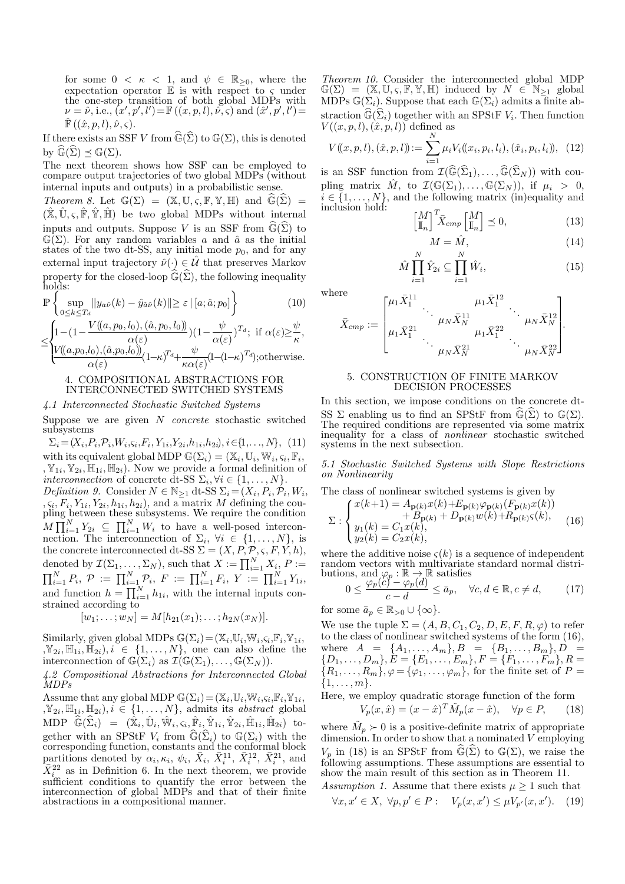for some $0 < \kappa < 1$, and $\psi \in \mathbb{R}_{\geq 0}$, where the expectation operator $\mathbb{E}$ is with respect to $\varsigma$ under the one-step transition of both global MDPs with $\nu = \hat{\nu}$, i.e., $(x', p', l') = \mathbb{F}((x, p, l), \hat{\nu}, \varsigma)$ and $(\hat{x}', p', l') = \hat{\mathbb{F}}((\hat{x}, p, l), \hat{\nu}, \varsigma)$.

If there exists an SSF $V$ from $\widehat{\mathbb{G}}(\widehat{\Sigma})$ to $\mathbb{G}(\Sigma)$, this is denoted by $\widehat{\mathbb{G}}(\widehat{\Sigma}) \preceq \mathbb{G}(\Sigma)$.

The next theorem shows how SSF can be employed to compare output trajectories of two global MDPs (without internal inputs and outputs) in a probabilistic sense.

*Theorem 8.* Let $\mathbb{G}(\Sigma) = (\mathbb{X}, \mathbb{U}, \varsigma, \mathbb{F}, \mathbb{Y}, \mathbb{H})$ and $\widehat{\mathbb{G}}(\widehat{\Sigma}) = (\hat{\mathbb{X}}, \hat{\mathbb{U}}, \varsigma, \hat{\mathbb{F}}, \hat{\mathbb{Y}}, \hat{\mathbb{H}})$ be two global MDPs without internal inputs and outputs. Suppose $V$ is an SSF from $\widehat{\mathbb{G}}(\widehat{\Sigma})$ to $\mathbb{G}(\Sigma)$. For any random variables $a$ and $\hat{a}$ as the initial states of the two dt-SS, any initial mode $p_0$, and for any external input trajectory $\hat{\nu}(\cdot) \in \hat{\mathcal{U}}$ that preserves Markov property for the closed-loop $\widehat{\mathbb{G}}(\widehat{\Sigma})$, the following inequality holds:

$$
\mathbb{P}\left\{\sup_{0\leq k\leq T_d} \|y_{a\hat{\nu}}(k) - \hat{y}_{\hat{a}\hat{\nu}}(k)\| \geq \varepsilon \,|\, [a; \hat{a}; p_0]\right\} \tag{10}
$$
$$
\leq \begin{cases} 1-\left(1-\dfrac{V((a,p_0,l_0),(\hat{a},p_0,l_0))}{\alpha(\varepsilon)}\right)\left(1-\dfrac{\psi}{\alpha(\varepsilon)}\right)^{T_d}; & \text{if } \alpha(\varepsilon)\geq \dfrac{\psi}{\kappa}, \\ \dfrac{V((a,p_0,l_0),(\hat{a},p_0,l_0))}{\alpha(\varepsilon)}(1-\kappa)^{T_d} + \dfrac{\psi}{\kappa\alpha(\varepsilon)}(1-(1-\kappa)^{T_d}); & \text{otherwise.} \end{cases}
$$

## 4. COMPOSITIONAL ABSTRACTIONS FOR INTERCONNECTED SWITCHED SYSTEMS

### 4.1 Interconnected Stochastic Switched Systems

Suppose we are given $N$ *concrete* stochastic switched subsystems

$$
\Sigma_i = (X_i, P_i, \mathcal{P}_i, W_i, \varsigma_i, F_i, Y_{1i}, Y_{2i}, h_{1i}, h_{2i}), i \in \{1, \ldots, N\}, \tag{11}
$$

with its equivalent global MDP $\mathbb{G}(\Sigma_i) = (\mathbb{X}_i, \mathbb{U}_i, \mathbb{W}_i, \varsigma_i, \mathbb{F}_i, \mathbb{Y}_{1i}, \mathbb{Y}_{2i}, \mathbb{H}_{1i}, \mathbb{H}_{2i})$. Now we provide a formal definition of *interconnection* of concrete dt-SS $\Sigma_i, \forall i \in \{1, \ldots, N\}$.

*Definition 9.* Consider $N \in \mathbb{N}_{\geq 1}$ dt-SS $\Sigma_i = (X_i, P_i, \mathcal{P}_i, W_i, \varsigma_i, F_i, Y_{1i}, Y_{2i}, h_{1i}, h_{2i})$, and a matrix $M$ defining the coupling between these subsystems. We require the condition $M \prod_{i=1}^N Y_{2i} \subseteq \prod_{i=1}^N W_i$ to have a well-posed interconnection. The interconnection of $\Sigma_i$, $\forall i \in \{1, \ldots, N\}$, is the concrete interconnected dt-SS $\Sigma = (X, P, \mathcal{P}, \varsigma, F, Y, h)$, denoted by $\mathcal{I}(\Sigma_1, \ldots, \Sigma_N)$, such that $X := \prod_{i=1}^N X_i$, $P := \prod_{i=1}^N P_i$, $\mathcal{P} := \prod_{i=1}^N \mathcal{P}_i$, $F := \prod_{i=1}^N F_i$, $Y := \prod_{i=1}^N Y_{1i}$, and function $h = \prod_{i=1}^N h_{1i}$, with the internal inputs constrained according to

$$
[w_1; \ldots; w_N] = M[h_{21}(x_1); \ldots; h_{2N}(x_N)].
$$

Similarly, given global MDPs $\mathbb{G}(\Sigma_i) = (\mathbb{X}_i, \mathbb{U}_i, \mathbb{W}_i, \varsigma_i, \mathbb{F}_i, \mathbb{Y}_{1i}, \mathbb{Y}_{2i}, \mathbb{H}_{1i}, \mathbb{H}_{2i}), i \in \{1, \ldots, N\}$, one can also define the interconnection of $\mathbb{G}(\Sigma_i)$ as $\mathcal{I}(\mathbb{G}(\Sigma_1), \ldots, \mathbb{G}(\Sigma_N))$.

### 4.2 Compositional Abstractions for Interconnected Global MDPs

Assume that any global MDP $\mathbb{G}(\Sigma_i) = (\mathbb{X}_i, \mathbb{U}_i, \mathbb{W}_i, \varsigma_i, \mathbb{F}_i, \mathbb{Y}_{1i}, \mathbb{Y}_{2i}, \mathbb{H}_{1i}, \mathbb{H}_{2i}), i \in \{1, \ldots, N\}$, admits its *abstract* global MDP $\widehat{\mathbb{G}}(\widehat{\Sigma}_i) = (\hat{\mathbb{X}}_i, \hat{\mathbb{U}}_i, \hat{\mathbb{W}}_i, \varsigma_i, \hat{\mathbb{F}}_i, \hat{\mathbb{Y}}_{1i}, \hat{\mathbb{Y}}_{2i}, \hat{\mathbb{H}}_{1i}, \hat{\mathbb{H}}_{2i})$ together with an SPStF $V_i$ from $\widehat{\mathbb{G}}(\widehat{\Sigma}_i)$ to $\mathbb{G}(\Sigma_i)$ with the corresponding function, constants and the conformal block partitions denoted by $\alpha_i, \kappa_i, \psi_i, \bar{X}_i, \bar{X}_i^{11}, \bar{X}_i^{12}, \bar{X}_i^{21}$, and $\bar{X}_i^{22}$ as in Definition 6. In the next theorem, we provide sufficient conditions to quantify the error between the interconnection of global MDPs and that of their finite abstractions in a compositional manner.

*Theorem 10.* Consider the interconnected global MDP $\mathbb{G}(\Sigma) = (\mathbb{X}, \mathbb{U}, \varsigma, \mathbb{F}, \mathbb{Y}, \mathbb{H})$ induced by $N \in \mathbb{N}_{\geq 1}$ global MDPs $\mathbb{G}(\Sigma_i)$. Suppose that each $\mathbb{G}(\Sigma_i)$ admits a finite abstraction $\widehat{\mathbb{G}}(\widehat{\Sigma}_i)$ together with an SPStF $V_i$. Then function $V((x, p, l), (\hat{x}, p, l))$ defined as

$$
V((x, p, l), (\hat{x}, p, l)) := \sum_{i=1}^N \mu_i V_i((x_i, p_i, l_i), (\hat{x}_i, p_i, l_i)), \tag{12}
$$

is an SSF function from $\mathcal{I}(\widehat{\mathbb{G}}(\widehat{\Sigma}_1), \ldots, \widehat{\mathbb{G}}(\widehat{\Sigma}_N))$ with coupling matrix $\hat{M}$, to $\mathcal{I}(\mathbb{G}(\Sigma_1), \ldots, \mathbb{G}(\Sigma_N))$, if $\mu_i > 0$, $i \in \{1, \ldots, N\}$, and the following matrix (in)equality and inclusion hold:

$$
\begin{bmatrix} M \\ \mathbb{I}_n \end{bmatrix}^T \bar{X}_{cmp} \begin{bmatrix} M \\ \mathbb{I}_n \end{bmatrix} \preceq 0, \tag{13}
$$

$$
M = \hat{M}, \tag{14}
$$

$$
\hat{M} \prod_{i=1}^N \hat{Y}_{2i} \subseteq \prod_{i=1}^N \hat{W}_i, \tag{15}
$$

where

$$
\bar{X}_{cmp} := \begin{bmatrix} \mu_1 \bar{X}_1^{11} & & & \mu_1 \bar{X}_1^{12} & & \\ & \ddots & & & \ddots & \\ & & \mu_N \bar{X}_N^{11} & & & \mu_N \bar{X}_N^{12} \\ \mu_1 \bar{X}_1^{21} & & & \mu_1 \bar{X}_1^{22} & & \\ & \ddots & & & \ddots & \\ & & \mu_N \bar{X}_N^{21} & & & \mu_N \bar{X}_N^{22} \end{bmatrix}.
$$

## 5. CONSTRUCTION OF FINITE MARKOV DECISION PROCESSES

In this section, we impose conditions on the concrete dt-SS $\Sigma$ enabling us to find an SPStF from $\widehat{\mathbb{G}}(\widehat{\Sigma})$ to $\mathbb{G}(\Sigma)$. The required conditions are represented via some matrix inequality for a class of *nonlinear* stochastic switched systems in the next subsection.

### 5.1 Stochastic Switched Systems with Slope Restrictions on Nonlinearity

The class of nonlinear switched systems is given by

$$
\Sigma : \begin{cases} x(k+1) = A_{\mathbf{p}(k)} x(k) + E_{\mathbf{p}(k)} \varphi_{\mathbf{p}(k)}(F_{\mathbf{p}(k)} x(k)) \\ \qquad\qquad + B_{\mathbf{p}(k)} + D_{\mathbf{p}(k)} w(k) + R_{\mathbf{p}(k)} \varsigma(k), \\ y_1(k) = C_1 x(k), \\ y_2(k) = C_2 x(k), \end{cases} \tag{16}
$$

where the additive noise $\varsigma(k)$ is a sequence of independent random vectors with multivariate standard normal distributions, and $\varphi_p : \mathbb{R} \rightarrow \mathbb{R}$ satisfies

$$
0 \leq \frac{\varphi_p(c) - \varphi_p(d)}{c - d} \leq \bar{a}_p, \quad \forall c, d \in \mathbb{R}, c \neq d, \tag{17}
$$

for some $\bar{a}_p \in \mathbb{R}_{>0} \cup \{\infty\}$.

We use the tuple $\Sigma = (A, B, C_1, C_2, D, E, F, R, \varphi)$ to refer to the class of nonlinear switched systems of the form (16), where $A = \{A_1, \ldots, A_m\}, B = \{B_1, \ldots, B_m\}, D = \{D_1, \ldots, D_m\}, E = \{E_1, \ldots, E_m\}, F = \{F_1, \ldots, F_m\}, R = \{R_1, \ldots, R_m\}, \varphi = \{\varphi_1, \ldots, \varphi_m\}$, for the finite set of $P = \{1, \ldots, m\}$.

Here, we employ quadratic storage function of the form

$$
V_p(x, \hat{x}) = (x - \hat{x})^T \tilde{M}_p (x - \hat{x}), \quad \forall p \in P, \tag{18}
$$

where $\tilde{M}_p \succ 0$ is a positive-definite matrix of appropriate dimension. In order to show that a nominated $V$ employing $V_p$ in (18) is an SPStF from $\widehat{\mathbb{G}}(\widehat{\Sigma})$ to $\mathbb{G}(\Sigma)$, we raise the following assumptions. These assumptions are essential to show the main result of this section as in Theorem 11.

*Assumption 1.* Assume that there exists $\mu \geq 1$ such that

$$
\forall x, x' \in X, \ \forall p, p' \in P : \quad V_p(x, x') \leq \mu V_{p'}(x, x'). \tag{19}
$$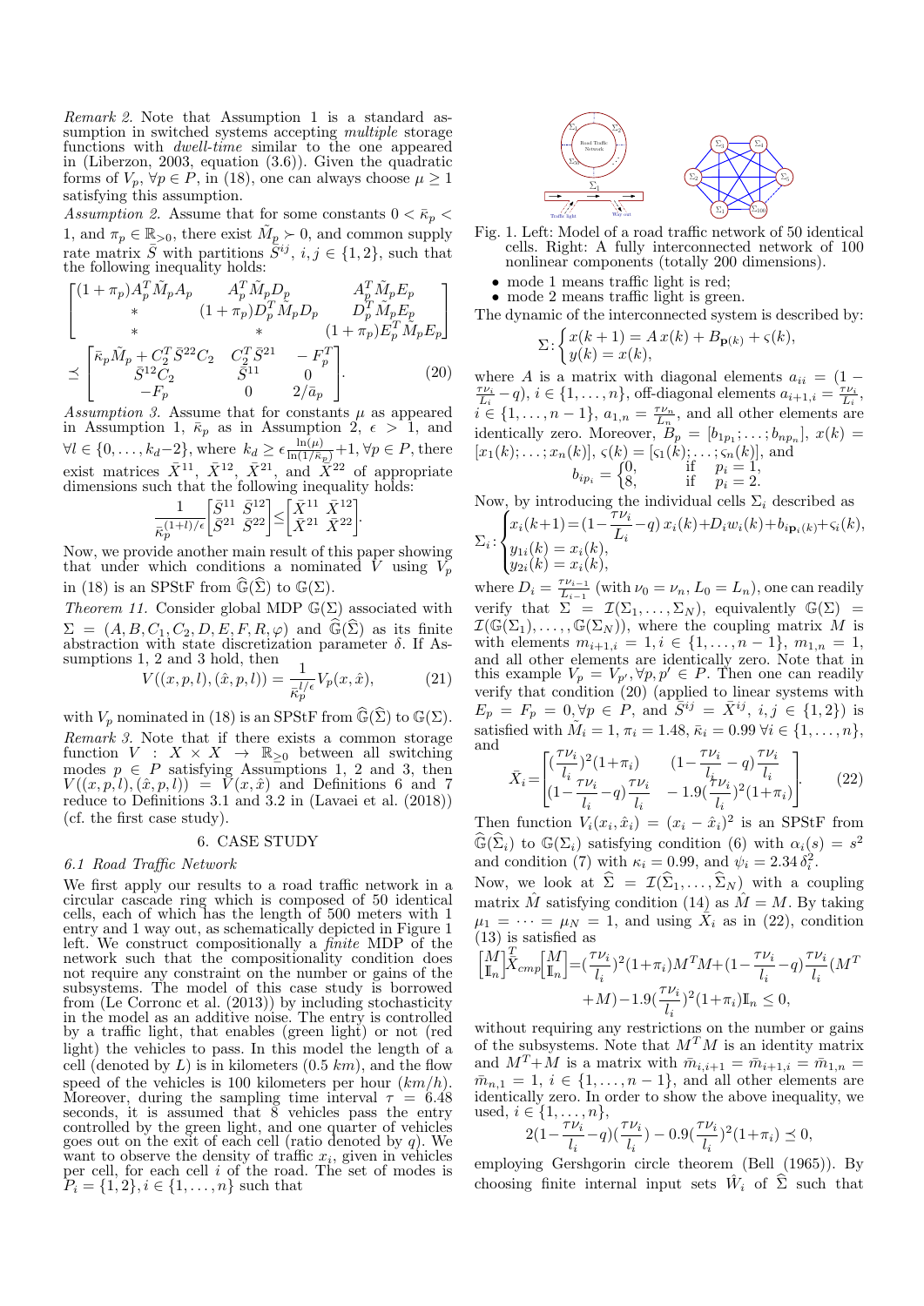*Remark 2.* Note that Assumption 1 is a standard assumption in switched systems accepting *multiple* storage functions with *dwell-time* similar to the one appeared in (Liberzon, 2003, equation (3.6)). Given the quadratic forms of $V_p$, $\forall p \in P$, in (18), one can always choose $\mu \geq 1$ satisfying this assumption.

*Assumption 2.* Assume that for some constants $0 < \bar{\kappa}_p < 1$, and $\pi_p \in \mathbb{R}_{>0}$, there exist $\tilde{M}_p \succ 0$, and common supply rate matrix $\bar{S}$ with partitions $\bar{S}^{ij}$, $i, j \in \{1, 2\}$, such that the following inequality holds:

$$\begin{bmatrix} (1+\pi_p)A_p^T\tilde{M}_pA_p & A_p^T\tilde{M}_pD_p & A_p^T\tilde{M}_pE_p \\ * & (1+\pi_p)D_p^T\tilde{M}_pD_p & D_p^T\tilde{M}_pE_p \\ * & * & (1+\pi_p)E_p^T\tilde{M}_pE_p \end{bmatrix}$$
$$\preceq \begin{bmatrix} \bar{\kappa}_p\tilde{M}_p + C_2^T\bar{S}^{22}C_2 & C_2^T\bar{S}^{21} & -F_p^T \\ \bar{S}^{12}C_2 & \bar{S}^{11} & 0 \\ -F_p & 0 & 2/\bar{a}_p \end{bmatrix}. \qquad (20)$$

*Assumption 3.* Assume that for constants $\mu$ as appeared in Assumption 1, $\bar{\kappa}_p$ as in Assumption 2, $\epsilon > 1$, and $\forall l \in \{0, \ldots, k_d-2\}$, where $k_d \geq \epsilon\frac{\ln(\mu)}{\ln(1/\bar{\kappa}_p)}+1, \forall p \in P$, there exist matrices $\bar{X}^{11}$, $\bar{X}^{12}$, $\bar{X}^{21}$, and $\bar{X}^{22}$ of appropriate dimensions such that the following inequality holds:

$$\frac{1}{\bar{\kappa}_p^{(1+l)/\epsilon}}\begin{bmatrix} \bar{S}^{11} & \bar{S}^{12} \\ \bar{S}^{21} & \bar{S}^{22} \end{bmatrix} \leq \begin{bmatrix} \bar{X}^{11} & \bar{X}^{12} \\ \bar{X}^{21} & \bar{X}^{22} \end{bmatrix}.$$

Now, we provide another main result of this paper showing that under which conditions a nominated $V$ using $V_p$ in (18) is an SPStF from $\widehat{\mathbb{G}}(\widehat{\Sigma})$ to $\mathbb{G}(\Sigma)$.

*Theorem 11.* Consider global MDP $\mathbb{G}(\Sigma)$ associated with $\Sigma = (A, B, C_1, C_2, D, E, F, R, \varphi)$ and $\widehat{\mathbb{G}}(\widehat{\Sigma})$ as its finite abstraction with state discretization parameter $\delta$. If Assumptions 1, 2 and 3 hold, then

$$V((x,p,l),(\hat{x},p,l)) = \frac{1}{\bar{\kappa}_p^{l/\epsilon}}V_p(x,\hat{x}), \qquad (21)$$

with $V_p$ nominated in (18) is an SPStF from $\widehat{\mathbb{G}}(\widehat{\Sigma})$ to $\mathbb{G}(\Sigma)$.

*Remark 3.* Note that if there exists a common storage function $V : X \times X \to \mathbb{R}_{\geq 0}$ between all switching modes $p \in P$ satisfying Assumptions 1, 2 and 3, then $V((x,p,l),(\hat{x},p,l)) = V(x,\hat{x})$ and Definitions 6 and 7 reduce to Definitions 3.1 and 3.2 in (Lavaei et al. (2018)) (cf. the first case study).

## 6. CASE STUDY

### 6.1 Road Traffic Network

We first apply our results to a road traffic network in a circular cascade ring which is composed of 50 identical cells, each of which has the length of 500 meters with 1 entry and 1 way out, as schematically depicted in Figure 1 left. We construct compositionally a *finite* MDP of the network such that the compositionality condition does not require any constraint on the number or gains of the subsystems. The model of this case study is borrowed from (Le Corronc et al. (2013)) by including stochasticity in the model as an additive noise. The entry is controlled by a traffic light, that enables (green light) or not (red light) the vehicles to pass. In this model the length of a cell (denoted by $L$) is in kilometers (0.5 $km$), and the flow speed of the vehicles is 100 kilometers per hour ($km/h$). Moreover, during the sampling time interval $\tau = 6.48$ seconds, it is assumed that 8 vehicles pass the entry controlled by the green light, and one quarter of vehicles goes out on the exit of each cell (ratio denoted by $q$). We want to observe the density of traffic $x_i$, given in vehicles per cell, for each cell $i$ of the road. The set of modes is $P_i = \{1, 2\}, i \in \{1, \ldots, n\}$ such that

Fig. 1. Left: Model of a road traffic network of 50 identical cells. Right: A fully interconnected network of 100 nonlinear components (totally 200 dimensions).

- mode 1 means traffic light is red;
- mode 2 means traffic light is green.

The dynamic of the interconnected system is described by:

$$\Sigma : \begin{cases} x(k+1) = A\,x(k) + B_{\mathbf{p}(k)} + \varsigma(k), \\ y(k) = x(k), \end{cases}$$

where $A$ is a matrix with diagonal elements $a_{ii} = (1 - \frac{\tau\nu_i}{L_i} - q)$, $i \in \{1, \ldots, n\}$, off-diagonal elements $a_{i+1,i} = \frac{\tau\nu_i}{L_i}$, $i \in \{1, \ldots, n-1\}$, $a_{1,n} = \frac{\tau\nu_n}{L_n}$, and all other elements are identically zero. Moreover, $B_p = [b_{1p_1}; \ldots; b_{np_n}]$, $x(k) = [x_1(k); \ldots; x_n(k)]$, $\varsigma(k) = [\varsigma_1(k); \ldots; \varsigma_n(k)]$, and

$$b_{ip_i} = \begin{cases} 0, & \text{if} \quad p_i = 1, \\ 8, & \text{if} \quad p_i = 2. \end{cases}$$

Now, by introducing the individual cells $\Sigma_i$ described as

$$\Sigma_i : \begin{cases} x_i(k+1) = (1 - \frac{\tau\nu_i}{L_i} - q)\,x_i(k) + D_iw_i(k) + b_{i\mathbf{p}_i(k)} + \varsigma_i(k), \\ y_{1i}(k) = x_i(k), \\ y_{2i}(k) = x_i(k), \end{cases}$$

where $D_i = \frac{\tau\nu_{i-1}}{L_{i-1}}$ (with $\nu_0 = \nu_n$, $L_0 = L_n$), one can readily verify that $\Sigma = \mathcal{I}(\Sigma_1, \ldots, \Sigma_N)$, equivalently $\mathbb{G}(\Sigma) = \mathcal{I}(\mathbb{G}(\Sigma_1), \ldots, \mathbb{G}(\Sigma_N))$, where the coupling matrix $M$ is with elements $m_{i+1,i} = 1, i \in \{1, \ldots, n-1\}$, $m_{1,n} = 1$, and all other elements are identically zero. Note that in this example $V_p = V_{p'}, \forall p, p' \in P$. Then one can readily verify that condition (20) (applied to linear systems with $E_p = F_p = 0, \forall p \in P$, and $\bar{S}^{ij} = \bar{X}^{ij}$, $i, j \in \{1, 2\}$) is satisfied with $\tilde{M}_i = 1$, $\pi_i = 1.48$, $\bar{\kappa}_i = 0.99$ $\forall i \in \{1, \ldots, n\}$, and

$$\bar{X}_i = \begin{bmatrix} (\frac{\tau\nu_i}{l_i})^2(1+\pi_i) & (1 - \frac{\tau\nu_i}{l_i} - q)\frac{\tau\nu_i}{l_i} \\ (1 - \frac{\tau\nu_i}{l_i} - q)\frac{\tau\nu_i}{l_i} & -1.9(\frac{\tau\nu_i}{l_i})^2(1+\pi_i) \end{bmatrix}. \qquad (22)$$

Then function $V_i(x_i, \hat{x}_i) = (x_i - \hat{x}_i)^2$ is an SPStF from $\widehat{\mathbb{G}}(\widehat{\Sigma}_i)$ to $\mathbb{G}(\Sigma_i)$ satisfying condition (6) with $\alpha_i(s) = s^2$ and condition (7) with $\kappa_i = 0.99$, and $\psi_i = 2.34\,\delta_i^2$.

Now, we look at $\widehat{\Sigma} = \mathcal{I}(\widehat{\Sigma}_1, \ldots, \widehat{\Sigma}_N)$ with a coupling matrix $\hat{M}$ satisfying condition (14) as $\hat{M} = M$. By taking $\mu_1 = \cdots = \mu_N = 1$, and using $\bar{X}_i$ as in (22), condition (13) is satisfied as

$$\begin{bmatrix} M \\ \mathbb{I}_n \end{bmatrix}^T \bar{X}_{cmp} \begin{bmatrix} M \\ \mathbb{I}_n \end{bmatrix} = (\frac{\tau\nu_i}{l_i})^2(1+\pi_i)M^TM + (1 - \frac{\tau\nu_i}{l_i} - q)\frac{\tau\nu_i}{l_i}(M^T + M) - 1.9(\frac{\tau\nu_i}{l_i})^2(1+\pi_i)\mathbb{I}_n \leq 0,$$

without requiring any restrictions on the number or gains of the subsystems. Note that $M^TM$ is an identity matrix and $M^T + M$ is a matrix with $\bar{m}_{i,i+1} = \bar{m}_{i+1,i} = \bar{m}_{1,n} = \bar{m}_{n,1} = 1$, $i \in \{1, \ldots, n-1\}$, and all other elements are identically zero. In order to show the above inequality, we used, $i \in \{1, \ldots, n\}$,

$$2(1 - \frac{\tau\nu_i}{l_i} - q)(\frac{\tau\nu_i}{l_i}) - 0.9(\frac{\tau\nu_i}{l_i})^2(1+\pi_i) \preceq 0,$$

employing Gershgorin circle theorem (Bell (1965)). By choosing finite internal input sets $\hat{W}_i$ of $\widehat{\Sigma}$ such that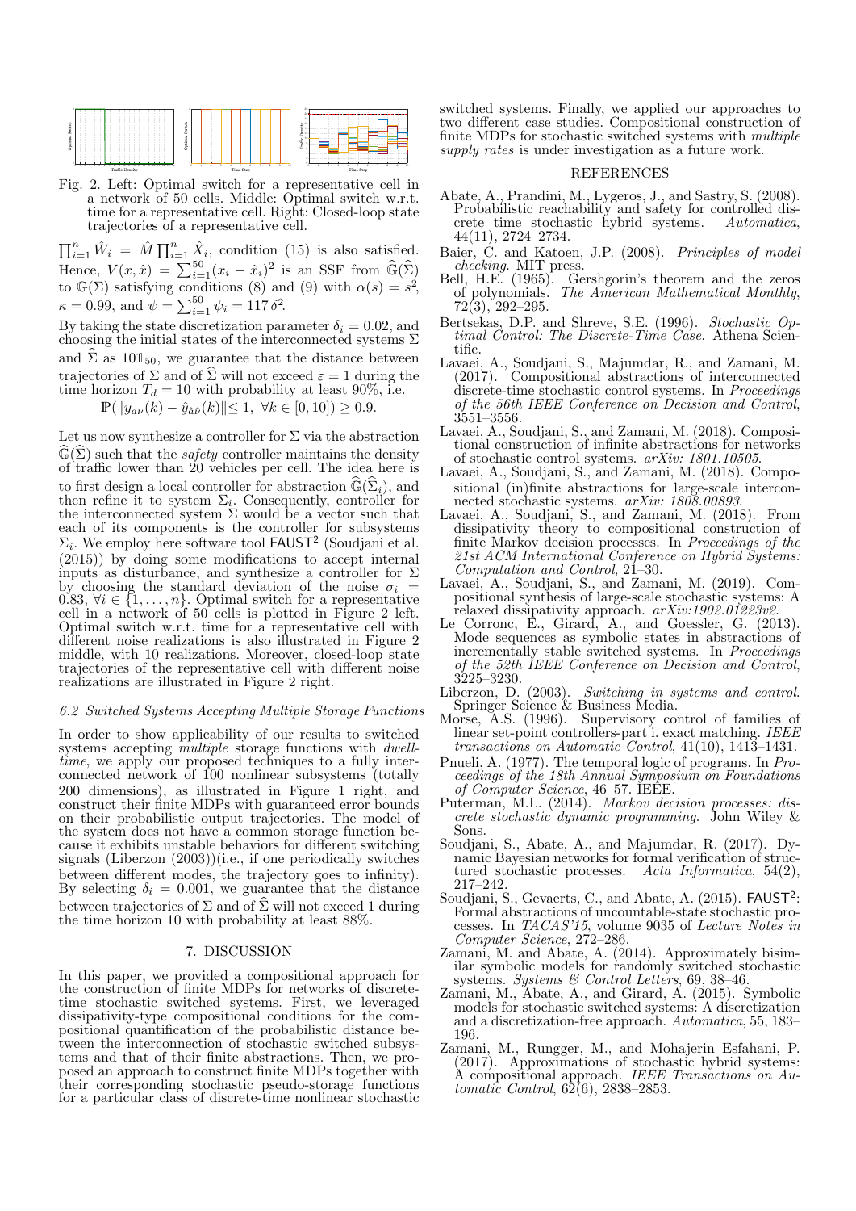Traffic Density

Optimal Switch

Time Step

Optimal Switch

Time Step

Traffic Density

Fig. 2. Left: Optimal switch for a representative cell in a network of 50 cells. Middle: Optimal switch w.r.t. time for a representative cell. Right: Closed-loop state trajectories of a representative cell.

$\prod_{i=1}^n \hat{W}_i = \hat{M} \prod_{i=1}^n \hat{X}_i$, condition (15) is also satisfied. Hence, $V(x, \hat{x}) = \sum_{i=1}^{50} (x_i - \hat{x}_i)^2$ is an SSF from $\widehat{\mathbb{G}}(\widehat{\Sigma})$ to $\mathbb{G}(\Sigma)$ satisfying conditions (8) and (9) with $\alpha(s) = s^2$, $\kappa = 0.99$, and $\psi = \sum_{i=1}^{50} \psi_i = 117\,\delta^2$.

By taking the state discretization parameter $\delta_i = 0.02$, and choosing the initial states of the interconnected systems $\Sigma$ and $\widehat{\Sigma}$ as $10\mathbb{1}_{50}$, we guarantee that the distance between trajectories of $\Sigma$ and of $\widehat{\Sigma}$ will not exceed $\varepsilon = 1$ during the time horizon $T_d = 10$ with probability at least 90%, i.e.

$$\mathbb{P}(\|y_{a\nu}(k) - \hat{y}_{\hat{a}\hat{\nu}}(k)\| \leq 1,\ \forall k \in [0, 10]) \geq 0.9.$$

Let us now synthesize a controller for $\Sigma$ via the abstraction $\widehat{\mathbb{G}}(\widehat{\Sigma})$ such that the *safety* controller maintains the density of traffic lower than 20 vehicles per cell. The idea here is to first design a local controller for abstraction $\widehat{\mathbb{G}}(\widehat{\Sigma}_i)$, and then refine it to system $\Sigma_i$. Consequently, controller for the interconnected system $\Sigma$ would be a vector such that each of its components is the controller for subsystems $\Sigma_i$. We employ here software tool FAUST[2] (Soudjani et al. (2015)) by doing some modifications to accept internal inputs as disturbance, and synthesize a controller for $\Sigma$ by choosing the standard deviation of the noise $\sigma_i = 0.83$, $\forall i \in \{1, \ldots, n\}$. Optimal switch for a representative cell in a network of 50 cells is plotted in Figure 2 left. Optimal switch w.r.t. time for a representative cell with different noise realizations is also illustrated in Figure 2 middle, with 10 realizations. Moreover, closed-loop state trajectories of the representative cell with different noise realizations are illustrated in Figure 2 right.

### 6.2 Switched Systems Accepting Multiple Storage Functions

In order to show applicability of our results to switched systems accepting *multiple* storage functions with *dwell-time*, we apply our proposed techniques to a fully interconnected network of 100 nonlinear subsystems (totally 200 dimensions), as illustrated in Figure 1 right, and construct their finite MDPs with guaranteed error bounds on their probabilistic output trajectories. The model of the system does not have a common storage function because it exhibits unstable behaviors for different switching signals (Liberzon (2003))(i.e., if one periodically switches between different modes, the trajectory goes to infinity). By selecting $\delta_i = 0.001$, we guarantee that the distance between trajectories of $\Sigma$ and of $\widehat{\Sigma}$ will not exceed 1 during the time horizon 10 with probability at least 88%.

## 7. DISCUSSION

In this paper, we provided a compositional approach for the construction of finite MDPs for networks of discrete-time stochastic switched systems. First, we leveraged dissipativity-type compositional conditions for the compositional quantification of the probabilistic distance between the interconnection of stochastic switched subsystems and that of their finite abstractions. Then, we proposed an approach to construct finite MDPs together with their corresponding stochastic pseudo-storage functions for a particular class of discrete-time nonlinear stochastic switched systems. Finally, we applied our approaches to two different case studies. Compositional construction of finite MDPs for stochastic switched systems with *multiple supply rates* is under investigation as a future work.

## REFERENCES

Abate, A., Prandini, M., Lygeros, J., and Sastry, S. (2008). Probabilistic reachability and safety for controlled discrete time stochastic hybrid systems. *Automatica*, 44(11), 2724–2734.

Baier, C. and Katoen, J.P. (2008). *Principles of model checking*. MIT press.

Bell, H.E. (1965). Gershgorin's theorem and the zeros of polynomials. *The American Mathematical Monthly*, 72(3), 292–295.

Bertsekas, D.P. and Shreve, S.E. (1996). *Stochastic Optimal Control: The Discrete-Time Case*. Athena Scientific.

Lavaei, A., Soudjani, S., Majumdar, R., and Zamani, M. (2017). Compositional abstractions of interconnected discrete-time stochastic control systems. In *Proceedings of the 56th IEEE Conference on Decision and Control*, 3551–3556.

Lavaei, A., Soudjani, S., and Zamani, M. (2018). Compositional construction of infinite abstractions for networks of stochastic control systems. *arXiv: 1801.10505*.

Lavaei, A., Soudjani, S., and Zamani, M. (2018). Compositional (in)finite abstractions for large-scale interconnected stochastic systems. *arXiv: 1808.00893*.

Lavaei, A., Soudjani, S., and Zamani, M. (2018). From dissipativity theory to compositional construction of finite Markov decision processes. In *Proceedings of the 21st ACM International Conference on Hybrid Systems: Computation and Control*, 21–30.

Lavaei, A., Soudjani, S., and Zamani, M. (2019). Compositional synthesis of large-scale stochastic systems: A relaxed dissipativity approach. *arXiv:1902.01223v2*.

Le Corronc, E., Girard, A., and Goessler, G. (2013). Mode sequences as symbolic states in abstractions of incrementally stable switched systems. In *Proceedings of the 52th IEEE Conference on Decision and Control*, 3225–3230.

Liberzon, D. (2003). *Switching in systems and control*. Springer Science & Business Media.

Morse, A.S. (1996). Supervisory control of families of linear set-point controllers-part i. exact matching. *IEEE transactions on Automatic Control*, 41(10), 1413–1431.

Pnueli, A. (1977). The temporal logic of programs. In *Proceedings of the 18th Annual Symposium on Foundations of Computer Science*, 46–57. IEEE.

Puterman, M.L. (2014). *Markov decision processes: discrete stochastic dynamic programming*. John Wiley & Sons.

Soudjani, S., Abate, A., and Majumdar, R. (2017). Dynamic Bayesian networks for formal verification of structured stochastic processes. *Acta Informatica*, 54(2), 217–242.

Soudjani, S., Gevaerts, C., and Abate, A. (2015). FAUST[2]: Formal abstractions of uncountable-state stochastic processes. In *TACAS'15*, volume 9035 of *Lecture Notes in Computer Science*, 272–286.

Zamani, M. and Abate, A. (2014). Approximately bisimilar symbolic models for randomly switched stochastic systems. *Systems & Control Letters*, 69, 38–46.

Zamani, M., Abate, A., and Girard, A. (2015). Symbolic models for stochastic switched systems: A discretization and a discretization-free approach. *Automatica*, 55, 183–196.

Zamani, M., Rungger, M., and Mohajerin Esfahani, P. (2017). Approximations of stochastic hybrid systems: A compositional approach. *IEEE Transactions on Automatic Control*, 62(6), 2838–2853.